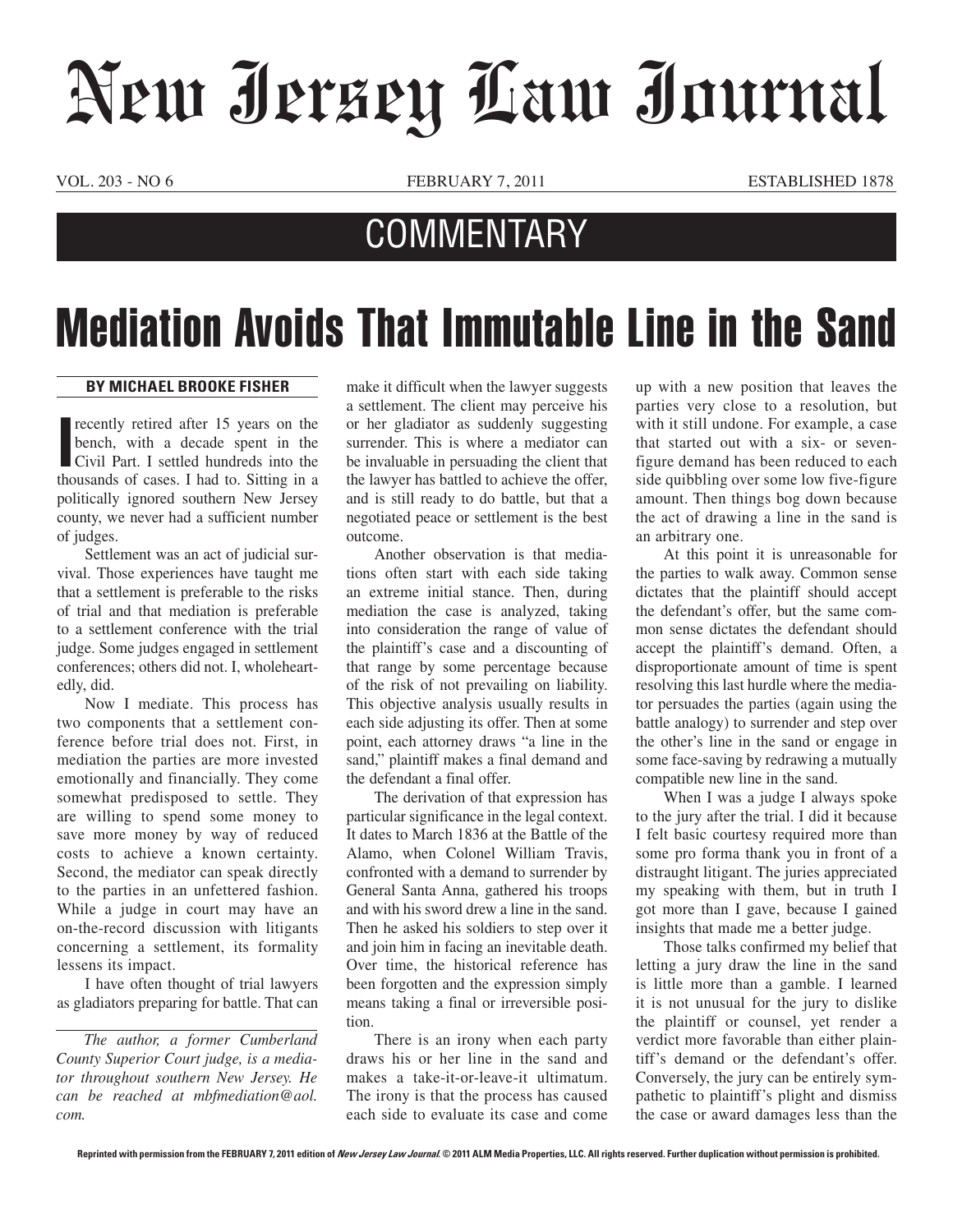# New Jersey Law Journal

VOL. 203 - NO 6 FEBRUARY 7, 2011 ESTABLISHED 1878

## COMMENTARY

# Mediation Avoids That Immutable Line in the Sand

**BY MICHAEL BROOKE FISHER**

I recently retired after 15 years on the bench, with a decade spent in the Civil Part. I settled hundreds into the thousands of cases. I had to. Sitting in a politically ignored southern New Jersey county, we never had a sufficient number of judges.

Settlement was an act of judicial survival. Those experiences have taught me that a settlement is preferable to the risks of trial and that mediation is preferable to a settlement conference with the trial judge. Some judges engaged in settlement conferences; others did not. I, wholeheartedly, did.

Now I mediate. This process has two components that a settlement conference before trial does not. First, in mediation the parties are more invested emotionally and financially. They come somewhat predisposed to settle. They are willing to spend some money to save more money by way of reduced costs to achieve a known certainty. Second, the mediator can speak directly to the parties in an unfettered fashion. While a judge in court may have an on-the-record discussion with litigants concerning a settlement, its formality lessens its impact.

I have often thought of trial lawyers as gladiators preparing for battle. That can make it difficult when the lawyer suggests a settlement. The client may perceive his or her gladiator as suddenly suggesting surrender. This is where a mediator can be invaluable in persuading the client that the lawyer has battled to achieve the offer, and is still ready to do battle, but that a negotiated peace or settlement is the best outcome.

Another observation is that mediations often start with each side taking an extreme initial stance. Then, during mediation the case is analyzed, taking into consideration the range of value of the plaintiff's case and a discounting of that range by some percentage because of the risk of not prevailing on liability. This objective analysis usually results in each side adjusting its offer. Then at some point, each attorney draws "a line in the sand," plaintiff makes a final demand and the defendant a final offer.

The derivation of that expression has particular significance in the legal context. It dates to March 1836 at the Battle of the Alamo, when Colonel William Travis, confronted with a demand to surrender by General Santa Anna, gathered his troops and with his sword drew a line in the sand. Then he asked his soldiers to step over it and join him in facing an inevitable death. Over time, the historical reference has been forgotten and the expression simply means taking a final or irreversible position.

There is an irony when each party draws his or her line in the sand and makes a take-it-or-leave-it ultimatum. The irony is that the process has caused each side to evaluate its case and come up with a new position that leaves the parties very close to a resolution, but with it still undone. For example, a case that started out with a six- or seven-figure demand has been reduced to each side quibbling over some low five-figure amount. Then things bog down because the act of drawing a line in the sand is an arbitrary one.

At this point it is unreasonable for the parties to walk away. Common sense dictates that the plaintiff should accept the defendant's offer, but the same common sense dictates the defendant should accept the plaintiff's demand. Often, a disproportionate amount of time is spent resolving this last hurdle where the mediator persuades the parties (again using the battle analogy) to surrender and step over the other's line in the sand or engage in some face-saving by redrawing a mutually compatible new line in the sand.

When I was a judge I always spoke to the jury after the trial. I did it because I felt basic courtesy required more than some pro forma thank you in front of a distraught litigant. The juries appreciated my speaking with them, but in truth I got more than I gave, because I gained insights that made me a better judge.

Those talks confirmed my belief that letting a jury draw the line in the sand is little more than a gamble. I learned it is not unusual for the jury to dislike the plaintiff or counsel, yet render a verdict more favorable than either plaintiff's demand or the defendant's offer. Conversely, the jury can be entirely sympathetic to plaintiff's plight and dismiss the case or award damages less than the

---

*The author, a former Cumberland County Superior Court judge, is a mediator throughout southern New Jersey. He can be reached at mbfmediation@aol.com.*

Reprinted with permission from the FEBRUARY 7, 2011 edition of *New Jersey Law Journal*. © 2011 ALM Media Properties, LLC. All rights reserved. Further duplication without permission is prohibited.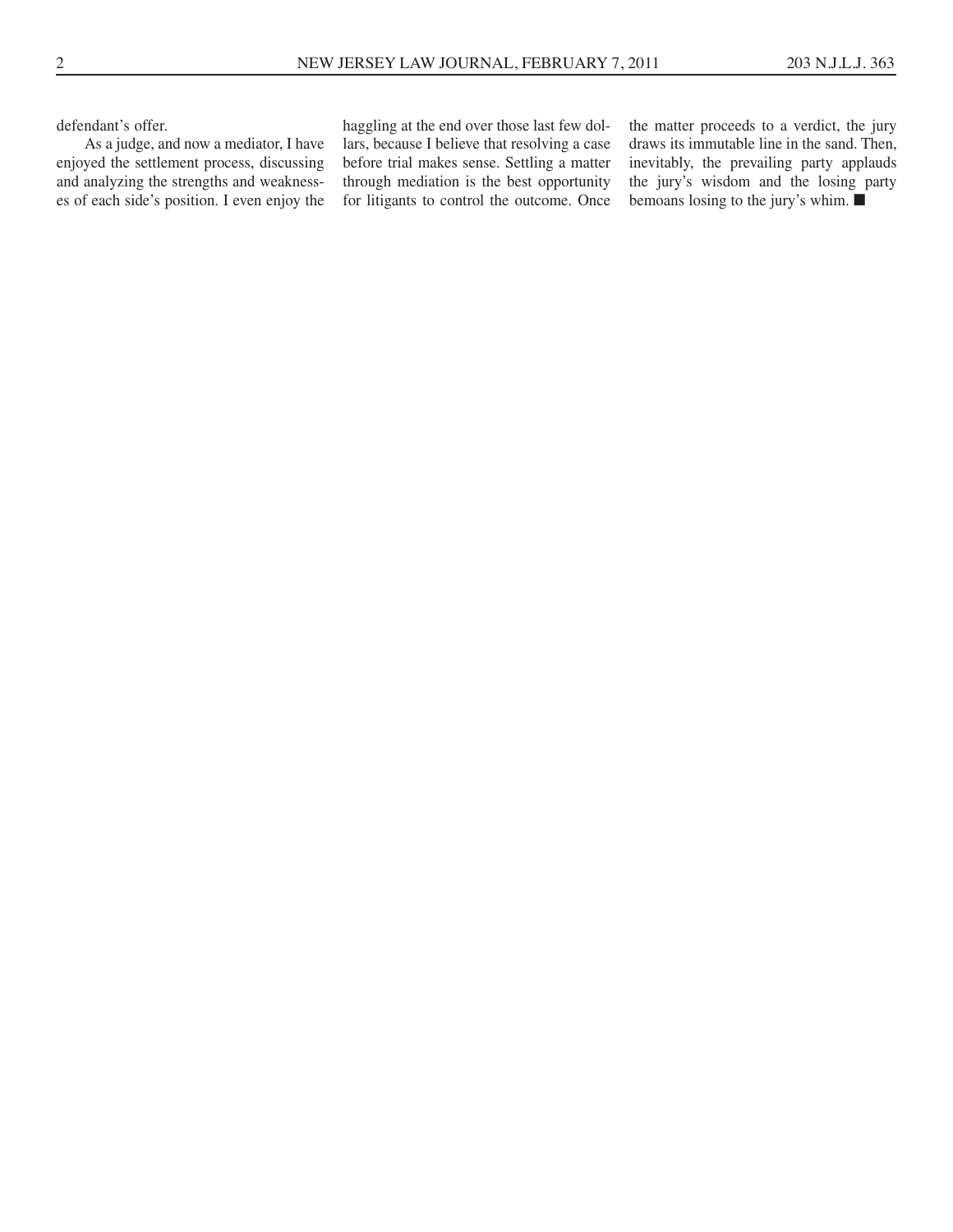defendant's offer.

As a judge, and now a mediator, I have enjoyed the settlement process, discussing and analyzing the strengths and weaknesses of each side's position. I even enjoy the haggling at the end over those last few dollars, because I believe that resolving a case before trial makes sense. Settling a matter through mediation is the best opportunity for litigants to control the outcome. Once the matter proceeds to a verdict, the jury draws its immutable line in the sand. Then, inevitably, the prevailing party applauds the jury's wisdom and the losing party bemoans losing to the jury's whim. ■